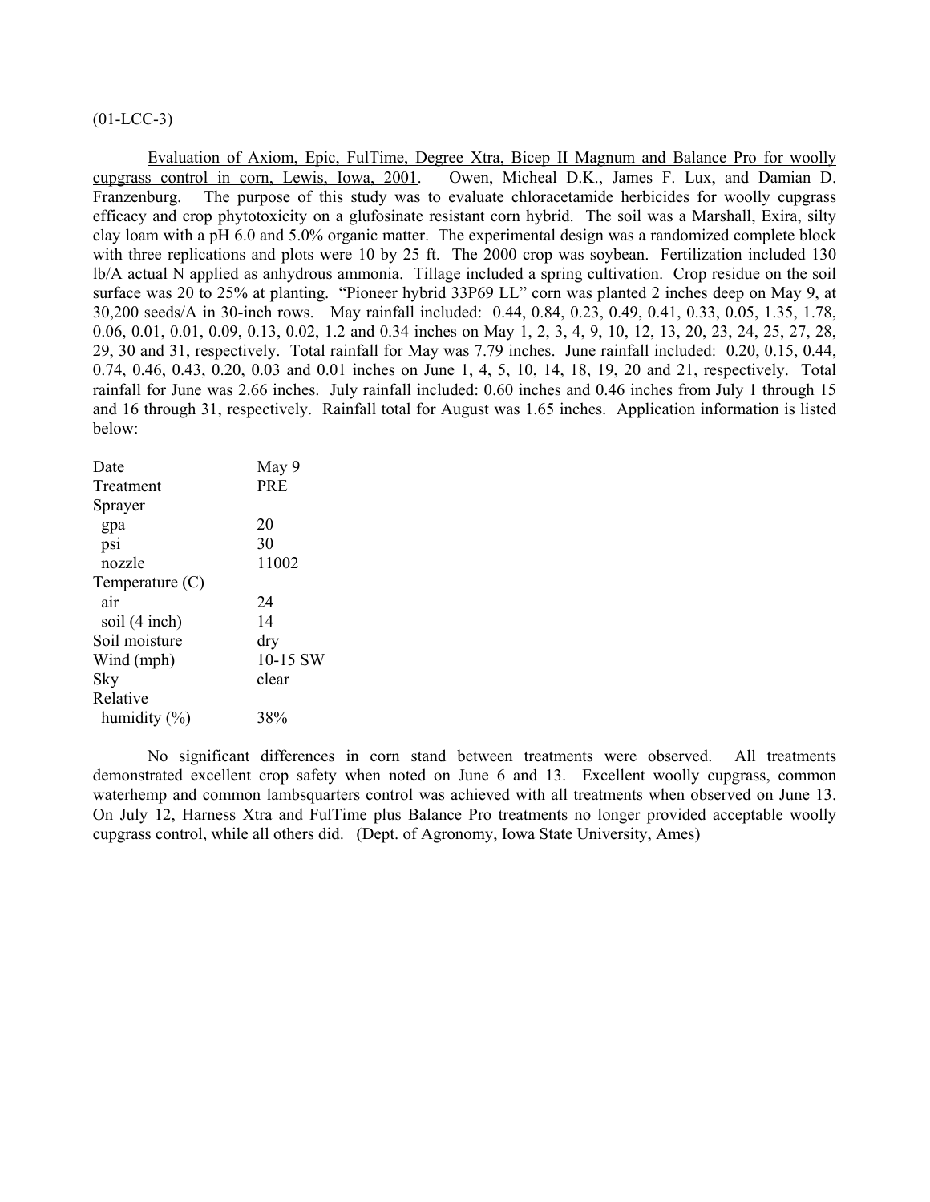(01-LCC-3)

<u>Evaluation of Axiom, Epic, FulTime, Degree Xtra, Bicep II Magnum and Balance Pro for woolly cupgrass control in corn, Lewis, Iowa, 2001</u>. Owen, Micheal D.K., James F. Lux, and Damian D. Franzenburg. The purpose of this study was to evaluate chloracetamide herbicides for woolly cupgrass efficacy and crop phytotoxicity on a glufosinate resistant corn hybrid. The soil was a Marshall, Exira, silty clay loam with a pH 6.0 and 5.0% organic matter. The experimental design was a randomized complete block with three replications and plots were 10 by 25 ft. The 2000 crop was soybean. Fertilization included 130 lb/A actual N applied as anhydrous ammonia. Tillage included a spring cultivation. Crop residue on the soil surface was 20 to 25% at planting. "Pioneer hybrid 33P69 LL" corn was planted 2 inches deep on May 9, at 30,200 seeds/A in 30-inch rows. May rainfall included: 0.44, 0.84, 0.23, 0.49, 0.41, 0.33, 0.05, 1.35, 1.78, 0.06, 0.01, 0.01, 0.09, 0.13, 0.02, 1.2 and 0.34 inches on May 1, 2, 3, 4, 9, 10, 12, 13, 20, 23, 24, 25, 27, 28, 29, 30 and 31, respectively. Total rainfall for May was 7.79 inches. June rainfall included: 0.20, 0.15, 0.44, 0.74, 0.46, 0.43, 0.20, 0.03 and 0.01 inches on June 1, 4, 5, 10, 14, 18, 19, 20 and 21, respectively. Total rainfall for June was 2.66 inches. July rainfall included: 0.60 inches and 0.46 inches from July 1 through 15 and 16 through 31, respectively. Rainfall total for August was 1.65 inches. Application information is listed below:

| | |
|---|---|
| Date | May 9 |
| Treatment | PRE |
| Sprayer | |
| gpa | 20 |
| psi | 30 |
| nozzle | 11002 |
| Temperature (C) | |
| air | 24 |
| soil (4 inch) | 14 |
| Soil moisture | dry |
| Wind (mph) | 10-15 SW |
| Sky | clear |
| Relative humidity (%) | 38% |

No significant differences in corn stand between treatments were observed. All treatments demonstrated excellent crop safety when noted on June 6 and 13. Excellent woolly cupgrass, common waterhemp and common lambsquarters control was achieved with all treatments when observed on June 13. On July 12, Harness Xtra and FulTime plus Balance Pro treatments no longer provided acceptable woolly cupgrass control, while all others did. (Dept. of Agronomy, Iowa State University, Ames)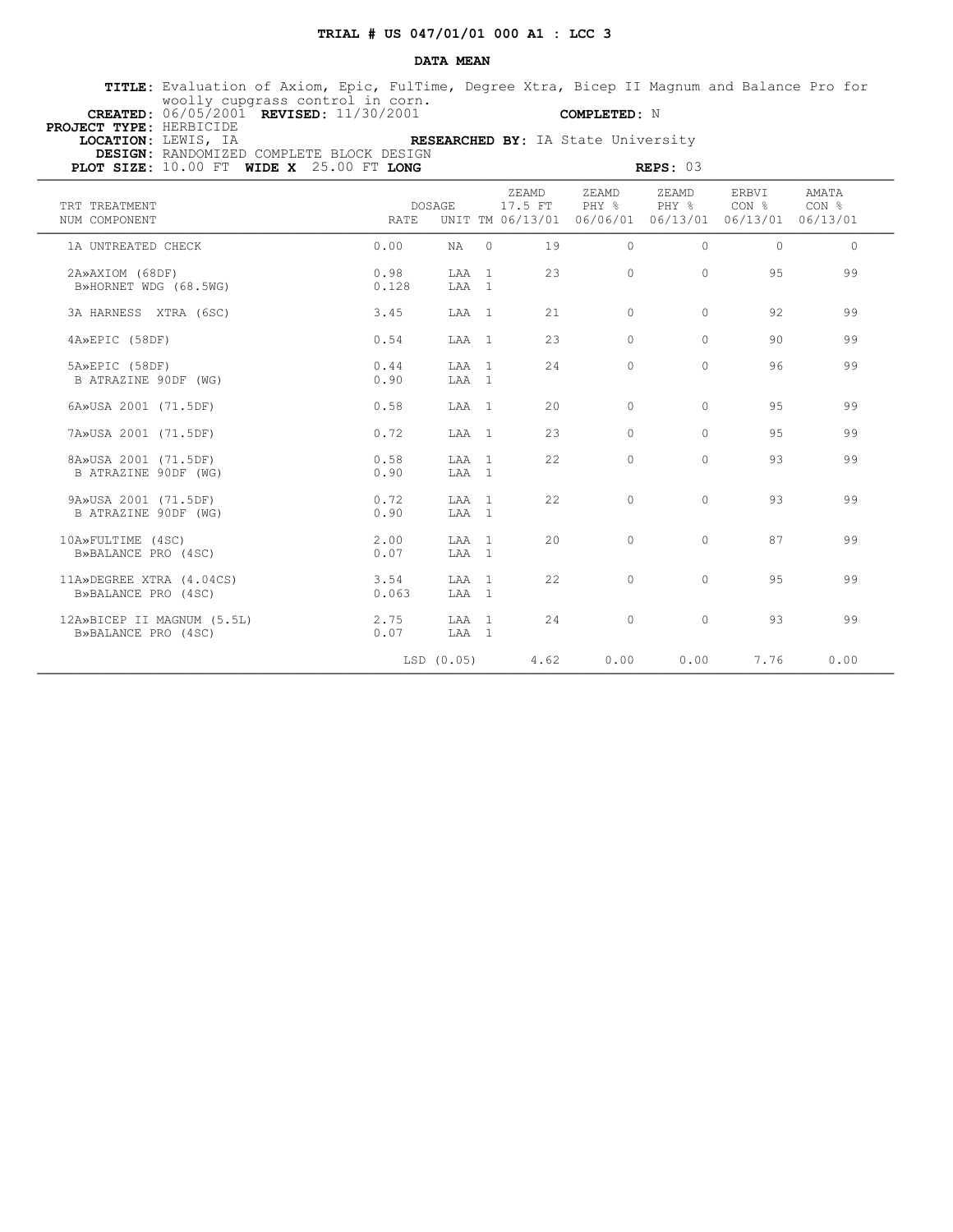**TRIAL # US 047/01/01 000 A1 : LCC 3**

**DATA MEAN**

**TITLE:** Evaluation of Axiom, Epic, FulTime, Degree Xtra, Bicep II Magnum and Balance Pro for woolly cupgrass control in corn.

**CREATED:** 06/05/2001 **REVISED:** 11/30/2001 **COMPLETED:** N

**PROJECT TYPE:** HERBICIDE

**LOCATION:** LEWIS, IA **RESEARCHED BY:** IA State University

**DESIGN:** RANDOMIZED COMPLETE BLOCK DESIGN

**PLOT SIZE:** 10.00 FT **WIDE X** 25.00 FT **LONG** **REPS:** 03

| TRT NUM | TREATMENT COMPONENT | DOSAGE RATE | UNIT | TM | ZEAMD 17.5 FT 06/13/01 | ZEAMD PHY % 06/06/01 | ZEAMD PHY % 06/13/01 | ERBVI CON % 06/13/01 | AMATA CON % 06/13/01 |
|---|---|---|---|---|---|---|---|---|---|
| 1 | A UNTREATED CHECK | 0.00 | NA | 0 | 19 | 0 | 0 | 0 | 0 |
| 2 | A»AXIOM (68DF) | 0.98 | LAA | 1 | 23 | 0 | 0 | 95 | 99 |
| | B»HORNET WDG (68.5WG) | 0.128 | LAA | 1 | | | | | |
| 3 | A HARNESS XTRA (6SC) | 3.45 | LAA | 1 | 21 | 0 | 0 | 92 | 99 |
| 4 | A»EPIC (58DF) | 0.54 | LAA | 1 | 23 | 0 | 0 | 90 | 99 |
| 5 | A»EPIC (58DF) | 0.44 | LAA | 1 | 24 | 0 | 0 | 96 | 99 |
| | B ATRAZINE 90DF (WG) | 0.90 | LAA | 1 | | | | | |
| 6 | A»USA 2001 (71.5DF) | 0.58 | LAA | 1 | 20 | 0 | 0 | 95 | 99 |
| 7 | A»USA 2001 (71.5DF) | 0.72 | LAA | 1 | 23 | 0 | 0 | 95 | 99 |
| 8 | A»USA 2001 (71.5DF) | 0.58 | LAA | 1 | 22 | 0 | 0 | 93 | 99 |
| | B ATRAZINE 90DF (WG) | 0.90 | LAA | 1 | | | | | |
| 9 | A»USA 2001 (71.5DF) | 0.72 | LAA | 1 | 22 | 0 | 0 | 93 | 99 |
| | B ATRAZINE 90DF (WG) | 0.90 | LAA | 1 | | | | | |
| 10 | A»FULTIME (4SC) | 2.00 | LAA | 1 | 20 | 0 | 0 | 87 | 99 |
| | B»BALANCE PRO (4SC) | 0.07 | LAA | 1 | | | | | |
| 11 | A»DEGREE XTRA (4.04CS) | 3.54 | LAA | 1 | 22 | 0 | 0 | 95 | 99 |
| | B»BALANCE PRO (4SC) | 0.063 | LAA | 1 | | | | | |
| 12 | A»BICEP II MAGNUM (5.5L) | 2.75 | LAA | 1 | 24 | 0 | 0 | 93 | 99 |
| | B»BALANCE PRO (4SC) | 0.07 | LAA | 1 | | | | | |
| | | LSD (0.05) | | | 4.62 | 0.00 | 0.00 | 7.76 | 0.00 |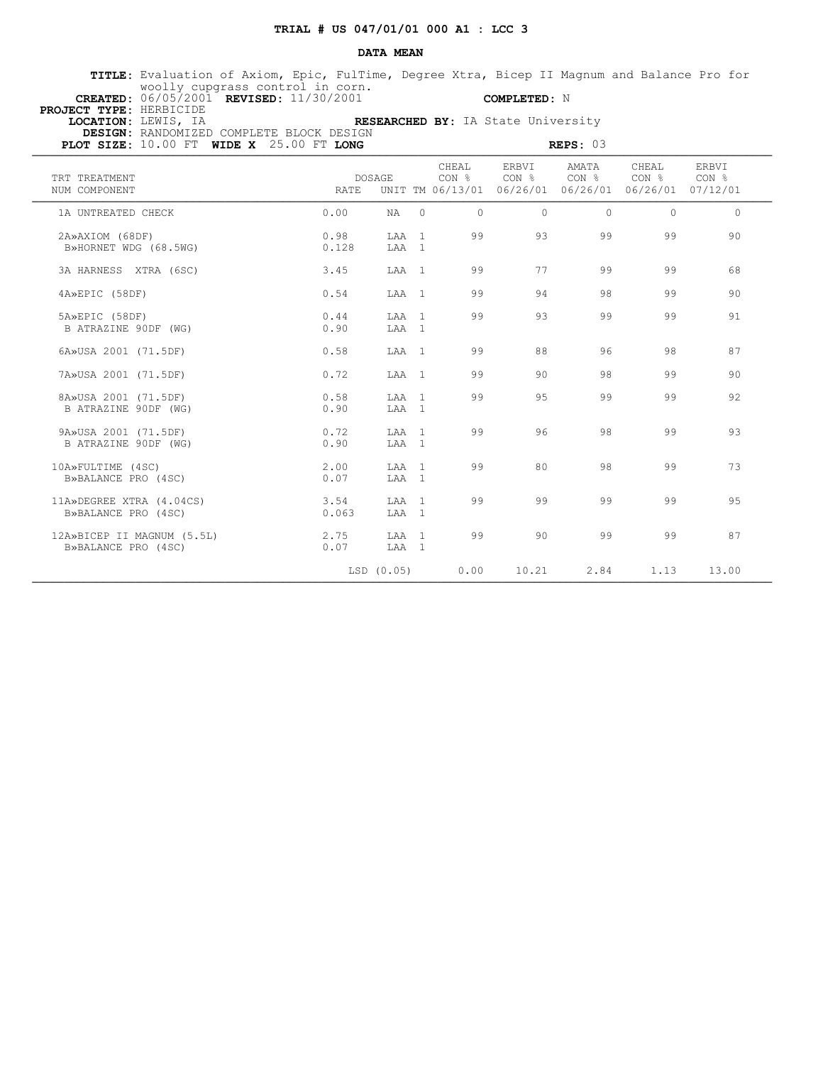**TRIAL # US 047/01/01 000 A1 : LCC 3**

**DATA MEAN**

**TITLE:** Evaluation of Axiom, Epic, FulTime, Degree Xtra, Bicep II Magnum and Balance Pro for woolly cupgrass control in corn.
**CREATED:** 06/05/2001 **REVISED:** 11/30/2001 **COMPLETED:** N
**PROJECT TYPE:** HERBICIDE
**LOCATION:** LEWIS, IA **RESEARCHED BY:** IA State University
**DESIGN:** RANDOMIZED COMPLETE BLOCK DESIGN
**PLOT SIZE:** 10.00 FT **WIDE X** 25.00 FT **LONG** **REPS:** 03

| TRT NUM | TREATMENT COMPONENT | DOSAGE RATE | UNIT | TM | CHEAL CON % 06/13/01 | ERBVI CON % 06/26/01 | AMATA CON % 06/26/01 | CHEAL CON % 06/26/01 | ERBVI CON % 07/12/01 |
|---|---|---|---|---|---|---|---|---|---|
| 1A | UNTREATED CHECK | 0.00 | NA | 0 | 0 | 0 | 0 | 0 | 0 |
| 2A» | AXIOM (68DF) | 0.98 | LAA | 1 | 99 | 93 | 99 | 99 | 90 |
| B» | HORNET WDG (68.5WG) | 0.128 | LAA | 1 | | | | | |
| 3A | HARNESS XTRA (6SC) | 3.45 | LAA | 1 | 99 | 77 | 99 | 99 | 68 |
| 4A» | EPIC (58DF) | 0.54 | LAA | 1 | 99 | 94 | 98 | 99 | 90 |
| 5A» | EPIC (58DF) | 0.44 | LAA | 1 | 99 | 93 | 99 | 99 | 91 |
| B | ATRAZINE 90DF (WG) | 0.90 | LAA | 1 | | | | | |
| 6A» | USA 2001 (71.5DF) | 0.58 | LAA | 1 | 99 | 88 | 96 | 98 | 87 |
| 7A» | USA 2001 (71.5DF) | 0.72 | LAA | 1 | 99 | 90 | 98 | 99 | 90 |
| 8A» | USA 2001 (71.5DF) | 0.58 | LAA | 1 | 99 | 95 | 99 | 99 | 92 |
| B | ATRAZINE 90DF (WG) | 0.90 | LAA | 1 | | | | | |
| 9A» | USA 2001 (71.5DF) | 0.72 | LAA | 1 | 99 | 96 | 98 | 99 | 93 |
| B | ATRAZINE 90DF (WG) | 0.90 | LAA | 1 | | | | | |
| 10A» | FULTIME (4SC) | 2.00 | LAA | 1 | 99 | 80 | 98 | 99 | 73 |
| B» | BALANCE PRO (4SC) | 0.07 | LAA | 1 | | | | | |
| 11A» | DEGREE XTRA (4.04CS) | 3.54 | LAA | 1 | 99 | 99 | 99 | 99 | 95 |
| B» | BALANCE PRO (4SC) | 0.063 | LAA | 1 | | | | | |
| 12A» | BICEP II MAGNUM (5.5L) | 2.75 | LAA | 1 | 99 | 90 | 99 | 99 | 87 |
| B» | BALANCE PRO (4SC) | 0.07 | LAA | 1 | | | | | |
| | | LSD (0.05) | | | 0.00 | 10.21 | 2.84 | 1.13 | 13.00 |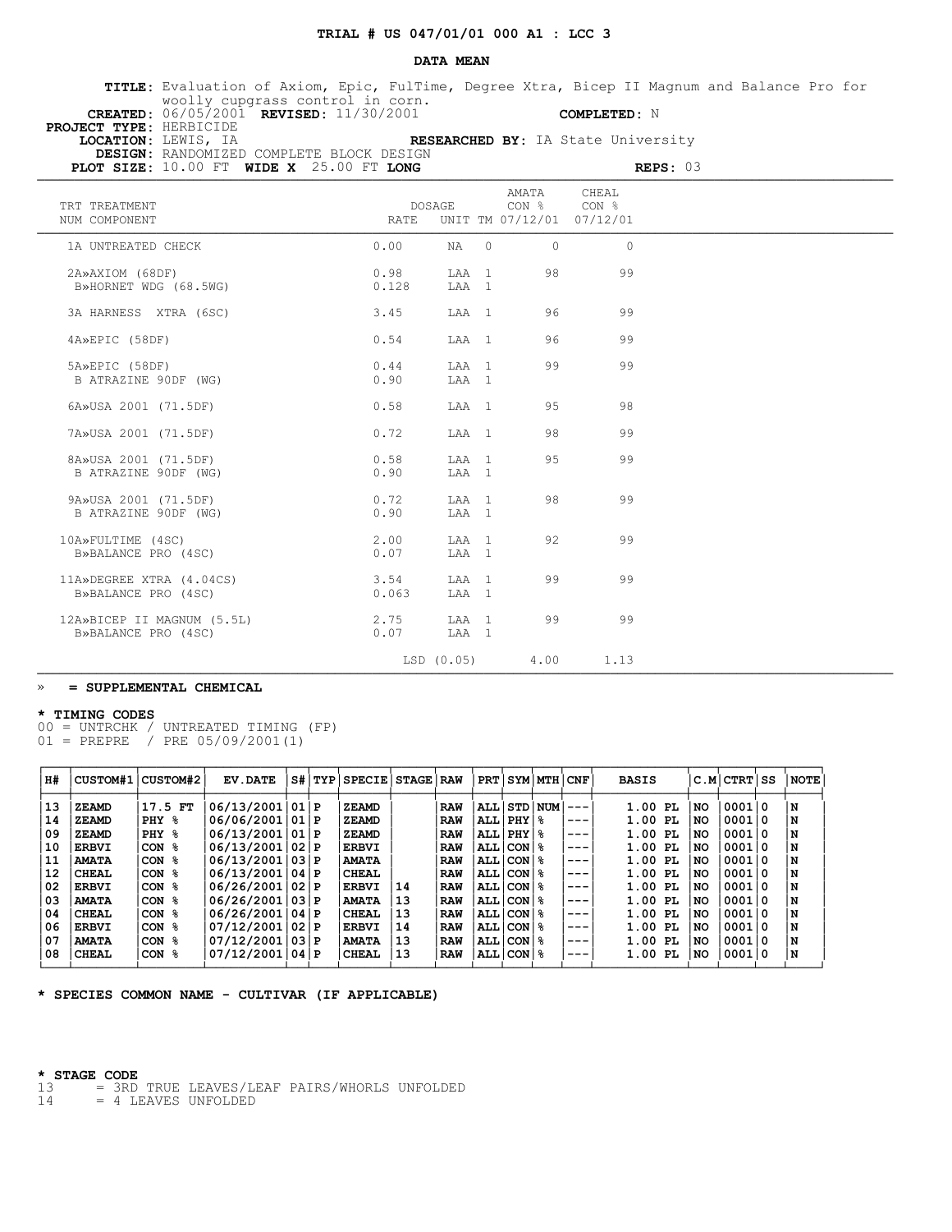**TRIAL # US 047/01/01 000 A1 : LCC 3**

**DATA MEAN**

**TITLE:** Evaluation of Axiom, Epic, FulTime, Degree Xtra, Bicep II Magnum and Balance Pro for woolly cupgrass control in corn.
**CREATED:** 06/05/2001 **REVISED:** 11/30/2001 **COMPLETED:** N
**PROJECT TYPE:** HERBICIDE
**LOCATION:** LEWIS, IA **RESEARCHED BY:** IA State University
**DESIGN:** RANDOMIZED COMPLETE BLOCK DESIGN
**PLOT SIZE:** 10.00 FT **WIDE X** 25.00 FT **LONG** **REPS:** 03

| TRT NUM | TREATMENT COMPONENT | DOSAGE RATE | UNIT | TM | AMATA CON % 07/12/01 | CHEAL CON % 07/12/01 |
|---|---|---|---|---|---|---|
| 1A | UNTREATED CHECK | 0.00 | NA | 0 | 0 | 0 |
| 2A | »AXIOM (68DF) | 0.98 | LAA | 1 | 98 | 99 |
| B | »HORNET WDG (68.5WG) | 0.128 | LAA | 1 | | |
| 3A | HARNESS XTRA (6SC) | 3.45 | LAA | 1 | 96 | 99 |
| 4A | »EPIC (58DF) | 0.54 | LAA | 1 | 96 | 99 |
| 5A | »EPIC (58DF) | 0.44 | LAA | 1 | 99 | 99 |
| B | ATRAZINE 90DF (WG) | 0.90 | LAA | 1 | | |
| 6A | »USA 2001 (71.5DF) | 0.58 | LAA | 1 | 95 | 98 |
| 7A | »USA 2001 (71.5DF) | 0.72 | LAA | 1 | 98 | 99 |
| 8A | »USA 2001 (71.5DF) | 0.58 | LAA | 1 | 95 | 99 |
| B | ATRAZINE 90DF (WG) | 0.90 | LAA | 1 | | |
| 9A | »USA 2001 (71.5DF) | 0.72 | LAA | 1 | 98 | 99 |
| B | ATRAZINE 90DF (WG) | 0.90 | LAA | 1 | | |
| 10A | »FULTIME (4SC) | 2.00 | LAA | 1 | 92 | 99 |
| B | »BALANCE PRO (4SC) | 0.07 | LAA | 1 | | |
| 11A | »DEGREE XTRA (4.04CS) | 3.54 | LAA | 1 | 99 | 99 |
| B | »BALANCE PRO (4SC) | 0.063 | LAA | 1 | | |
| 12A | »BICEP II MAGNUM (5.5L) | 2.75 | LAA | 1 | 99 | 99 |
| B | »BALANCE PRO (4SC) | 0.07 | LAA | 1 | | |
| | | LSD (0.05) | | | 4.00 | 1.13 |

» **= SUPPLEMENTAL CHEMICAL**

**\* TIMING CODES**
00 = UNTRCHK / UNTREATED TIMING (FP)
01 = PREPRE / PRE 05/09/2001(1)

| H# | CUSTOM#1 | CUSTOM#2 | EV.DATE | S# | TYP | SPECIE | STAGE | RAW | PRT | SYM | MTH | CNF | BASIS | C.M | CTRT | SS | NOTE |
|---|---|---|---|---|---|---|---|---|---|---|---|---|---|---|---|---|---|
| 13 | ZEAMD | 17.5 FT | 06/13/2001 | 01 | P | ZEAMD | | RAW | ALL | STD | NUM | --- | 1.00 PL | NO | 0001 | 0 | N |
| 14 | ZEAMD | PHY % | 06/06/2001 | 01 | P | ZEAMD | | RAW | ALL | PHY | % | --- | 1.00 PL | NO | 0001 | 0 | N |
| 09 | ZEAMD | PHY % | 06/13/2001 | 01 | P | ZEAMD | | RAW | ALL | PHY | % | --- | 1.00 PL | NO | 0001 | 0 | N |
| 10 | ERBVI | CON % | 06/13/2001 | 02 | P | ERBVI | | RAW | ALL | CON | % | --- | 1.00 PL | NO | 0001 | 0 | N |
| 11 | AMATA | CON % | 06/13/2001 | 03 | P | AMATA | | RAW | ALL | CON | % | --- | 1.00 PL | NO | 0001 | 0 | N |
| 12 | CHEAL | CON % | 06/13/2001 | 04 | P | CHEAL | | RAW | ALL | CON | % | --- | 1.00 PL | NO | 0001 | 0 | N |
| 02 | ERBVI | CON % | 06/26/2001 | 02 | P | ERBVI | 14 | RAW | ALL | CON | % | --- | 1.00 PL | NO | 0001 | 0 | N |
| 03 | AMATA | CON % | 06/26/2001 | 03 | P | AMATA | 13 | RAW | ALL | CON | % | --- | 1.00 PL | NO | 0001 | 0 | N |
| 04 | CHEAL | CON % | 06/26/2001 | 04 | P | CHEAL | 13 | RAW | ALL | CON | % | --- | 1.00 PL | NO | 0001 | 0 | N |
| 06 | ERBVI | CON % | 07/12/2001 | 02 | P | ERBVI | 14 | RAW | ALL | CON | % | --- | 1.00 PL | NO | 0001 | 0 | N |
| 07 | AMATA | CON % | 07/12/2001 | 03 | P | AMATA | 13 | RAW | ALL | CON | % | --- | 1.00 PL | NO | 0001 | 0 | N |
| 08 | CHEAL | CON % | 07/12/2001 | 04 | P | CHEAL | 13 | RAW | ALL | CON | % | --- | 1.00 PL | NO | 0001 | 0 | N |

**\* SPECIES COMMON NAME - CULTIVAR (IF APPLICABLE)**

**\* STAGE CODE**
13 = 3RD TRUE LEAVES/LEAF PAIRS/WHORLS UNFOLDED
14 = 4 LEAVES UNFOLDED